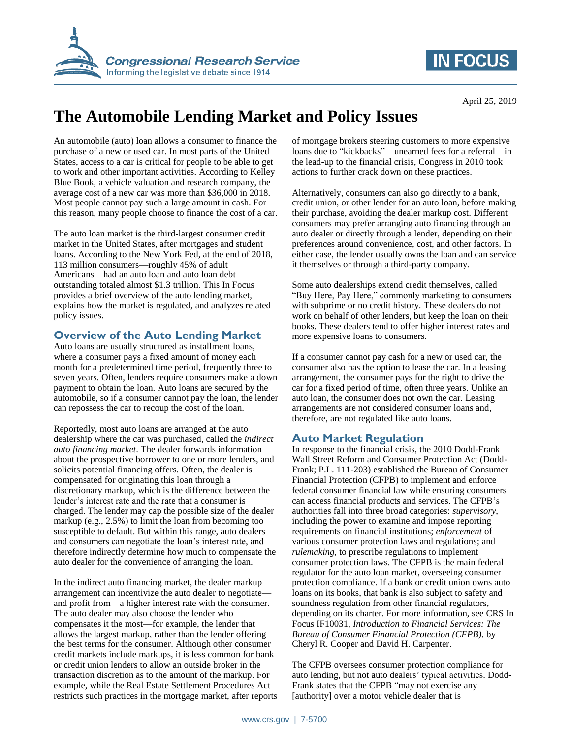April 25, 2019

# The Automobile Lending Market and Policy Issues

An automobile (auto) loan allows a consumer to finance the purchase of a new or used car. In most parts of the United States, access to a car is critical for people to be able to get to work and other important activities. According to Kelley Blue Book, a vehicle valuation and research company, the average cost of a new car was more than $36,000 in 2018. Most people cannot pay such a large amount in cash. For this reason, many people choose to finance the cost of a car.

The auto loan market is the third-largest consumer credit market in the United States, after mortgages and student loans. According to the New York Fed, at the end of 2018, 113 million consumers—roughly 45% of adult Americans—had an auto loan and auto loan debt outstanding totaled almost $1.3 trillion. This In Focus provides a brief overview of the auto lending market, explains how the market is regulated, and analyzes related policy issues.

## Overview of the Auto Lending Market

Auto loans are usually structured as installment loans, where a consumer pays a fixed amount of money each month for a predetermined time period, frequently three to seven years. Often, lenders require consumers make a down payment to obtain the loan. Auto loans are secured by the automobile, so if a consumer cannot pay the loan, the lender can repossess the car to recoup the cost of the loan.

Reportedly, most auto loans are arranged at the auto dealership where the car was purchased, called the *indirect auto financing market*. The dealer forwards information about the prospective borrower to one or more lenders, and solicits potential financing offers. Often, the dealer is compensated for originating this loan through a discretionary markup, which is the difference between the lender's interest rate and the rate that a consumer is charged. The lender may cap the possible size of the dealer markup (e.g., 2.5%) to limit the loan from becoming too susceptible to default. But within this range, auto dealers and consumers can negotiate the loan's interest rate, and therefore indirectly determine how much to compensate the auto dealer for the convenience of arranging the loan.

In the indirect auto financing market, the dealer markup arrangement can incentivize the auto dealer to negotiate—and profit from—a higher interest rate with the consumer. The auto dealer may also choose the lender who compensates it the most—for example, the lender that allows the largest markup, rather than the lender offering the best terms for the consumer. Although other consumer credit markets include markups, it is less common for bank or credit union lenders to allow an outside broker in the transaction discretion as to the amount of the markup. For example, while the Real Estate Settlement Procedures Act restricts such practices in the mortgage market, after reports of mortgage brokers steering customers to more expensive loans due to "kickbacks"—unearned fees for a referral—in the lead-up to the financial crisis, Congress in 2010 took actions to further crack down on these practices.

Alternatively, consumers can also go directly to a bank, credit union, or other lender for an auto loan, before making their purchase, avoiding the dealer markup cost. Different consumers may prefer arranging auto financing through an auto dealer or directly through a lender, depending on their preferences around convenience, cost, and other factors. In either case, the lender usually owns the loan and can service it themselves or through a third-party company.

Some auto dealerships extend credit themselves, called "Buy Here, Pay Here," commonly marketing to consumers with subprime or no credit history. These dealers do not work on behalf of other lenders, but keep the loan on their books. These dealers tend to offer higher interest rates and more expensive loans to consumers.

If a consumer cannot pay cash for a new or used car, the consumer also has the option to lease the car. In a leasing arrangement, the consumer pays for the right to drive the car for a fixed period of time, often three years. Unlike an auto loan, the consumer does not own the car. Leasing arrangements are not considered consumer loans and, therefore, are not regulated like auto loans.

## Auto Market Regulation

In response to the financial crisis, the 2010 Dodd-Frank Wall Street Reform and Consumer Protection Act (Dodd-Frank; P.L. 111-203) established the Bureau of Consumer Financial Protection (CFPB) to implement and enforce federal consumer financial law while ensuring consumers can access financial products and services. The CFPB's authorities fall into three broad categories: *supervisory*, including the power to examine and impose reporting requirements on financial institutions; *enforcement* of various consumer protection laws and regulations; and *rulemaking*, to prescribe regulations to implement consumer protection laws. The CFPB is the main federal regulator for the auto loan market, overseeing consumer protection compliance. If a bank or credit union owns auto loans on its books, that bank is also subject to safety and soundness regulation from other financial regulators, depending on its charter. For more information, see CRS In Focus IF10031, *Introduction to Financial Services: The Bureau of Consumer Financial Protection (CFPB)*, by Cheryl R. Cooper and David H. Carpenter.

The CFPB oversees consumer protection compliance for auto lending, but not auto dealers' typical activities. Dodd-Frank states that the CFPB "may not exercise any [authority] over a motor vehicle dealer that is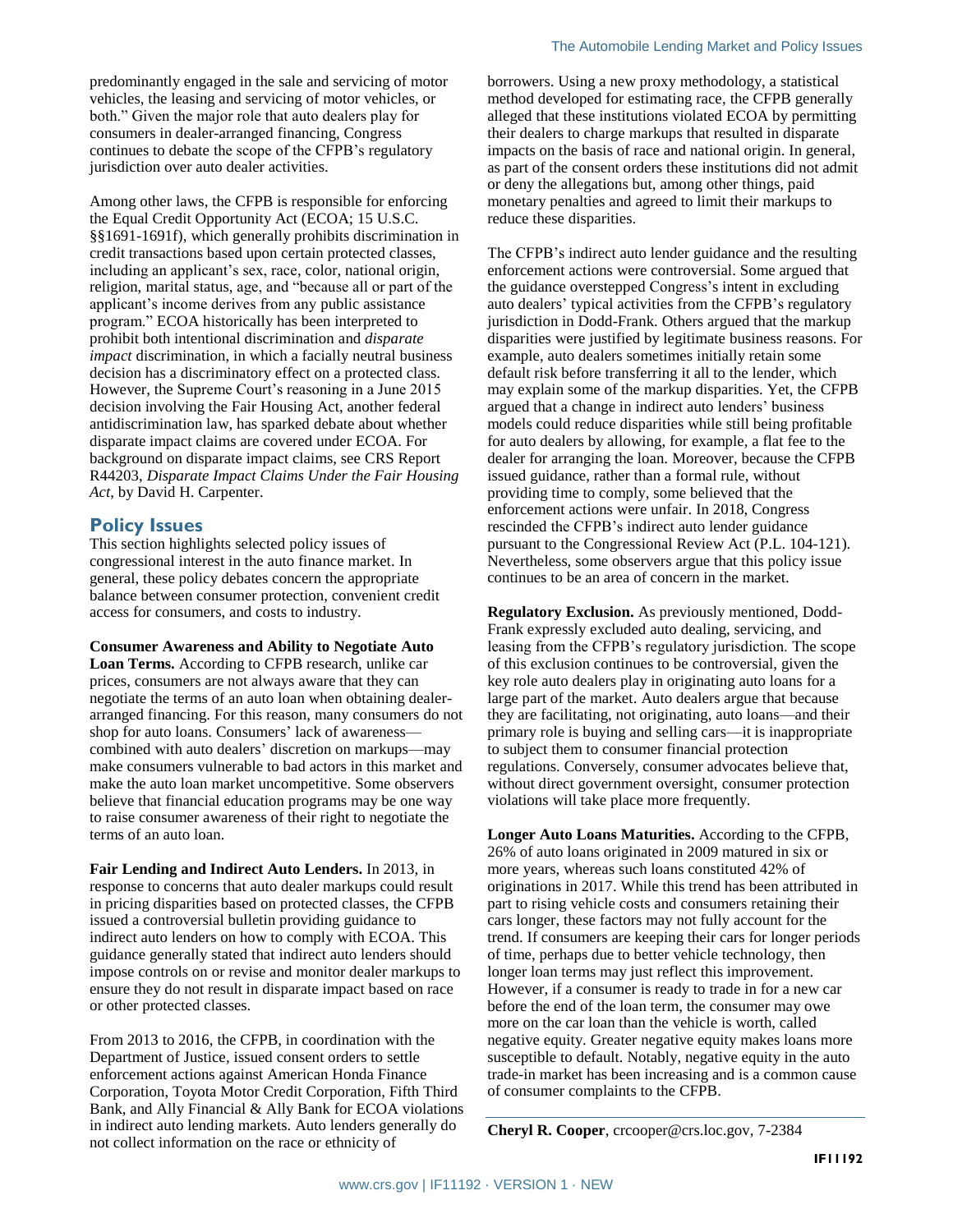predominantly engaged in the sale and servicing of motor vehicles, the leasing and servicing of motor vehicles, or both." Given the major role that auto dealers play for consumers in dealer-arranged financing, Congress continues to debate the scope of the CFPB's regulatory jurisdiction over auto dealer activities.

Among other laws, the CFPB is responsible for enforcing the Equal Credit Opportunity Act (ECOA; 15 U.S.C. §§1691-1691f), which generally prohibits discrimination in credit transactions based upon certain protected classes, including an applicant's sex, race, color, national origin, religion, marital status, age, and "because all or part of the applicant's income derives from any public assistance program." ECOA historically has been interpreted to prohibit both intentional discrimination and *disparate impact* discrimination, in which a facially neutral business decision has a discriminatory effect on a protected class. However, the Supreme Court's reasoning in a June 2015 decision involving the Fair Housing Act, another federal antidiscrimination law, has sparked debate about whether disparate impact claims are covered under ECOA. For background on disparate impact claims, see CRS Report R44203, *Disparate Impact Claims Under the Fair Housing Act*, by David H. Carpenter.

## Policy Issues

This section highlights selected policy issues of congressional interest in the auto finance market. In general, these policy debates concern the appropriate balance between consumer protection, convenient credit access for consumers, and costs to industry.

**Consumer Awareness and Ability to Negotiate Auto Loan Terms.** According to CFPB research, unlike car prices, consumers are not always aware that they can negotiate the terms of an auto loan when obtaining dealer-arranged financing. For this reason, many consumers do not shop for auto loans. Consumers' lack of awareness—combined with auto dealers' discretion on markups—may make consumers vulnerable to bad actors in this market and make the auto loan market uncompetitive. Some observers believe that financial education programs may be one way to raise consumer awareness of their right to negotiate the terms of an auto loan.

**Fair Lending and Indirect Auto Lenders.** In 2013, in response to concerns that auto dealer markups could result in pricing disparities based on protected classes, the CFPB issued a controversial bulletin providing guidance to indirect auto lenders on how to comply with ECOA. This guidance generally stated that indirect auto lenders should impose controls on or revise and monitor dealer markups to ensure they do not result in disparate impact based on race or other protected classes.

From 2013 to 2016, the CFPB, in coordination with the Department of Justice, issued consent orders to settle enforcement actions against American Honda Finance Corporation, Toyota Motor Credit Corporation, Fifth Third Bank, and Ally Financial & Ally Bank for ECOA violations in indirect auto lending markets. Auto lenders generally do not collect information on the race or ethnicity of borrowers. Using a new proxy methodology, a statistical method developed for estimating race, the CFPB generally alleged that these institutions violated ECOA by permitting their dealers to charge markups that resulted in disparate impacts on the basis of race and national origin. In general, as part of the consent orders these institutions did not admit or deny the allegations but, among other things, paid monetary penalties and agreed to limit their markups to reduce these disparities.

The CFPB's indirect auto lender guidance and the resulting enforcement actions were controversial. Some argued that the guidance overstepped Congress's intent in excluding auto dealers' typical activities from the CFPB's regulatory jurisdiction in Dodd-Frank. Others argued that the markup disparities were justified by legitimate business reasons. For example, auto dealers sometimes initially retain some default risk before transferring it all to the lender, which may explain some of the markup disparities. Yet, the CFPB argued that a change in indirect auto lenders' business models could reduce disparities while still being profitable for auto dealers by allowing, for example, a flat fee to the dealer for arranging the loan. Moreover, because the CFPB issued guidance, rather than a formal rule, without providing time to comply, some believed that the enforcement actions were unfair. In 2018, Congress rescinded the CFPB's indirect auto lender guidance pursuant to the Congressional Review Act (P.L. 104-121). Nevertheless, some observers argue that this policy issue continues to be an area of concern in the market.

**Regulatory Exclusion.** As previously mentioned, Dodd-Frank expressly excluded auto dealing, servicing, and leasing from the CFPB's regulatory jurisdiction. The scope of this exclusion continues to be controversial, given the key role auto dealers play in originating auto loans for a large part of the market. Auto dealers argue that because they are facilitating, not originating, auto loans—and their primary role is buying and selling cars—it is inappropriate to subject them to consumer financial protection regulations. Conversely, consumer advocates believe that, without direct government oversight, consumer protection violations will take place more frequently.

**Longer Auto Loans Maturities.** According to the CFPB, 26% of auto loans originated in 2009 matured in six or more years, whereas such loans constituted 42% of originations in 2017. While this trend has been attributed in part to rising vehicle costs and consumers retaining their cars longer, these factors may not fully account for the trend. If consumers are keeping their cars for longer periods of time, perhaps due to better vehicle technology, then longer loan terms may just reflect this improvement. However, if a consumer is ready to trade in for a new car before the end of the loan term, the consumer may owe more on the car loan than the vehicle is worth, called negative equity. Greater negative equity makes loans more susceptible to default. Notably, negative equity in the auto trade-in market has been increasing and is a common cause of consumer complaints to the CFPB.

**Cheryl R. Cooper**, crcooper@crs.loc.gov, 7-2384

IF11192